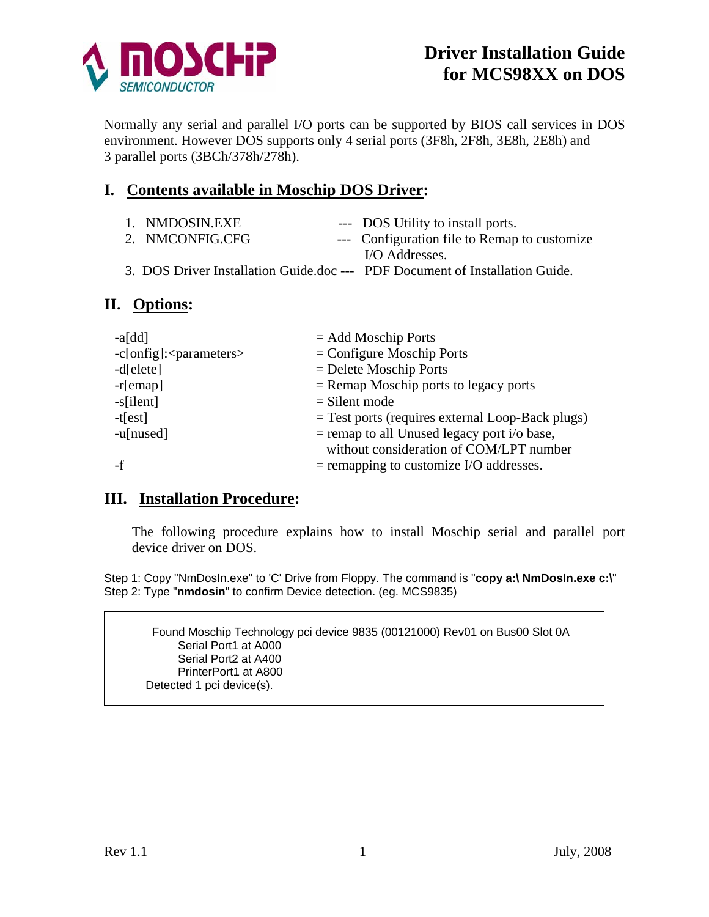# Driver Installation Guide for MCS98XX on DOS

Normally any serial and parallel I/O ports can be supported by BIOS call services in DOS environment. However DOS supports only 4 serial ports (3F8h, 2F8h, 3E8h, 2E8h) and 3 parallel ports (3BCh/378h/278h).

## I. Contents available in Moschip DOS Driver:

1. NMDOSIN.EXE --- DOS Utility to install ports.
2. NMCONFIG.CFG --- Configuration file to Remap to customize I/O Addresses.
3. DOS Driver Installation Guide.doc --- PDF Document of Installation Guide.

## II. Options:

| | |
|---|---|
| -a[dd] | = Add Moschip Ports |
| -c[onfig]:<parameters> | = Configure Moschip Ports |
| -d[elete] | = Delete Moschip Ports |
| -r[emap] | = Remap Moschip ports to legacy ports |
| -s[ilent] | = Silent mode |
| -t[est] | = Test ports (requires external Loop-Back plugs) |
| -u[nused] | = remap to all Unused legacy port i/o base, without consideration of COM/LPT number |
| -f | = remapping to customize I/O addresses. |

## III. Installation Procedure:

The following procedure explains how to install Moschip serial and parallel port device driver on DOS.

Step 1: Copy "NmDosIn.exe" to 'C' Drive from Floppy. The command is "**copy a:\ NmDosIn.exe c:\**"
Step 2: Type "**nmdosin**" to confirm Device detection. (eg. MCS9835)

```
Found Moschip Technology pci device 9835 (00121000) Rev01 on Bus00 Slot 0A
    Serial Port1 at A000
    Serial Port2 at A400
    PrinterPort1 at A800
Detected 1 pci device(s).
```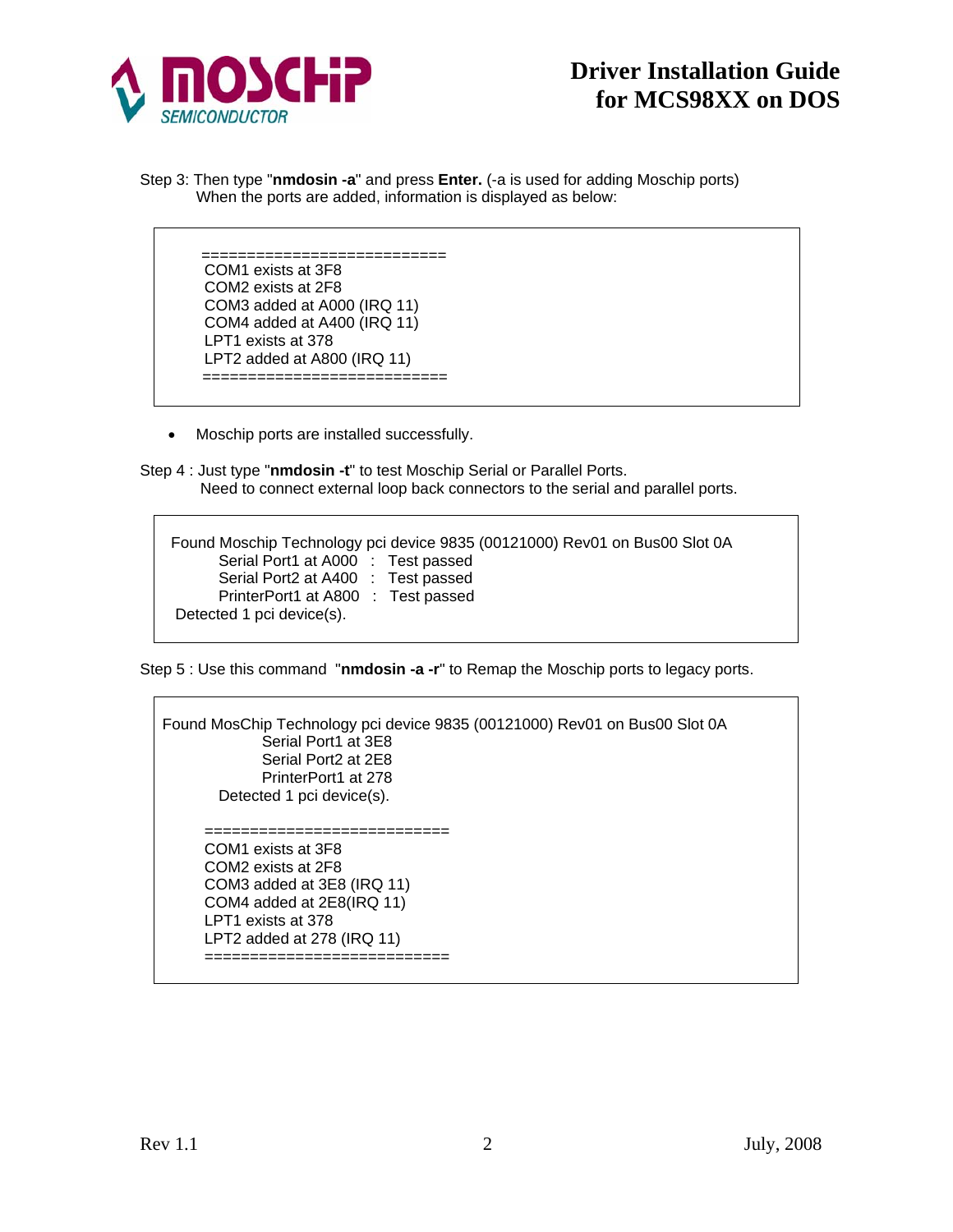Step 3: Then type "**nmdosin -a**" and press **Enter.** (-a is used for adding Moschip ports)
When the ports are added, information is displayed as below:

```
===========================
COM1 exists at 3F8
COM2 exists at 2F8
COM3 added at A000 (IRQ 11)
COM4 added at A400 (IRQ 11)
LPT1 exists at 378
LPT2 added at A800 (IRQ 11)
===========================
```

- Moschip ports are installed successfully.

Step 4 : Just type "**nmdosin -t**" to test Moschip Serial or Parallel Ports.
Need to connect external loop back connectors to the serial and parallel ports.

```
Found Moschip Technology pci device 9835 (00121000) Rev01 on Bus00 Slot 0A
        Serial Port1 at A000  :  Test passed
        Serial Port2 at A400  :  Test passed
        PrinterPort1 at A800  :  Test passed
 Detected 1 pci device(s).
```

Step 5 : Use this command "**nmdosin -a -r**" to Remap the Moschip ports to legacy ports.

```
Found MosChip Technology pci device 9835 (00121000) Rev01 on Bus00 Slot 0A
                Serial Port1 at 3E8
                Serial Port2 at 2E8
                PrinterPort1 at 278
         Detected 1 pci device(s).

       ===========================
       COM1 exists at 3F8
       COM2 exists at 2F8
       COM3 added at 3E8 (IRQ 11)
       COM4 added at 2E8(IRQ 11)
       LPT1 exists at 378
       LPT2 added at 278 (IRQ 11)
       ===========================
```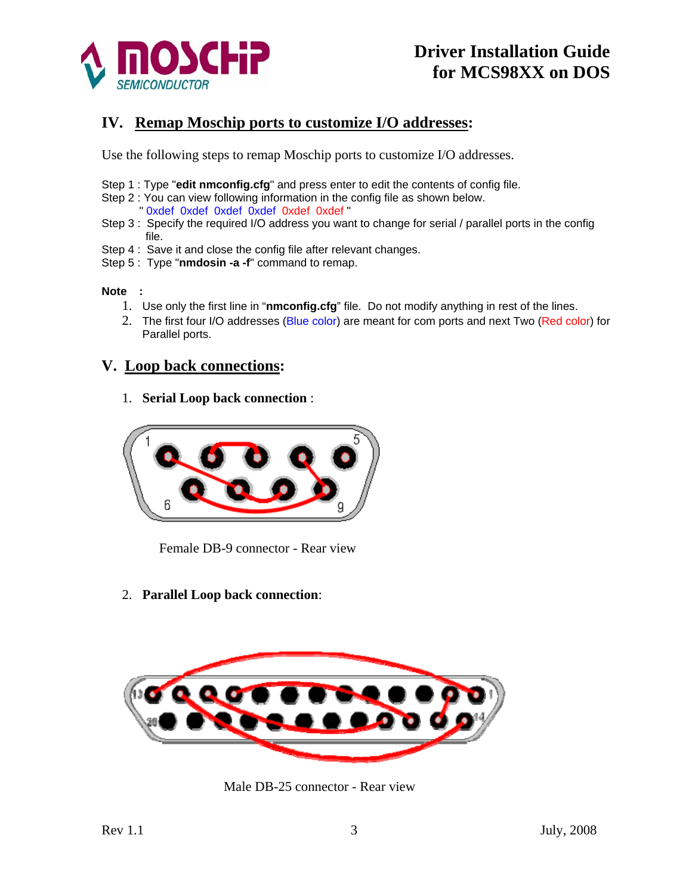## IV. Remap Moschip ports to customize I/O addresses:

Use the following steps to remap Moschip ports to customize I/O addresses.

Step 1 : Type "**edit nmconfig.cfg**" and press enter to edit the contents of config file.
Step 2 : You can view following information in the config file as shown below.
" 0xdef 0xdef 0xdef 0xdef 0xdef 0xdef "
Step 3 : Specify the required I/O address you want to change for serial / parallel ports in the config file.
Step 4 : Save it and close the config file after relevant changes.
Step 5 : Type "**nmdosin -a -f**" command to remap.

**Note :**

1. Use only the first line in "**nmconfig.cfg**" file. Do not modify anything in rest of the lines.
2. The first four I/O addresses (Blue color) are meant for com ports and next Two (Red color) for Parallel ports.

## V. Loop back connections:

1. **Serial Loop back connection** :

Female DB-9 connector - Rear view

2. **Parallel Loop back connection**:

Male DB-25 connector - Rear view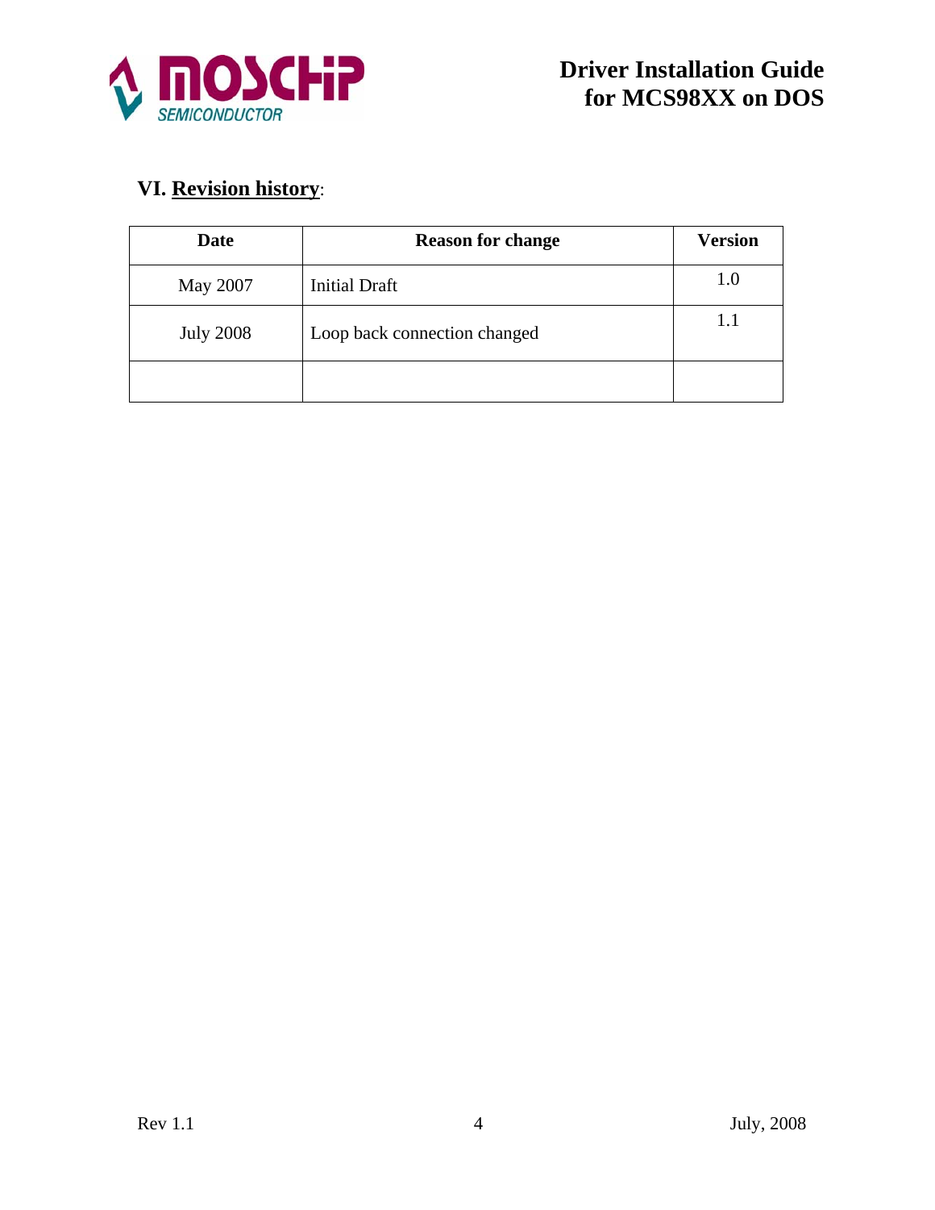## VI. Revision history:

| Date | Reason for change | Version |
|---|---|---|
| May 2007 | Initial Draft | 1.0 |
| July 2008 | Loop back connection changed | 1.1 |
| | | |